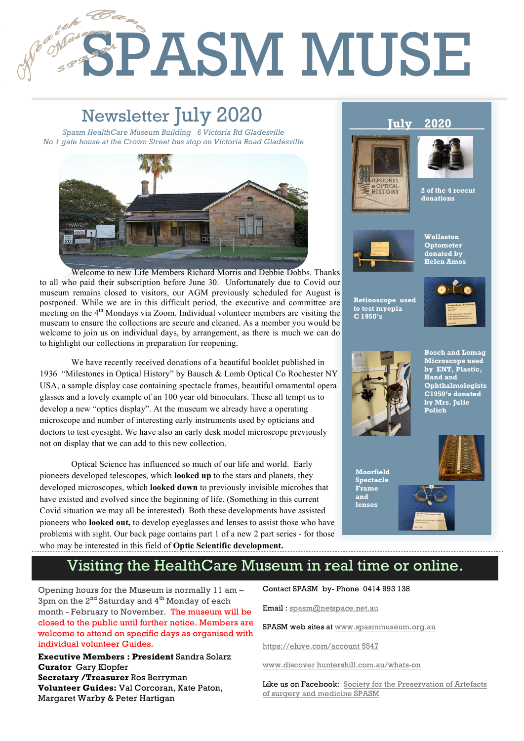# SPASM MUSE

## Newsletter July 2020

*Spasm HealthCare Museum Building 6 Victoria Rd Gladesville*
*No 1 gate house at the Crown Street bus stop on Victoria Road Gladesville*

Welcome to new Life Members Richard Morris and Debbie Dobbs. Thanks to all who paid their subscription before June 30. Unfortunately due to Covid our museum remains closed to visitors, our AGM previously scheduled for August is postponed. While we are in this difficult period, the executive and committee are meeting on the 4th Mondays via Zoom. Individual volunteer members are visiting the museum to ensure the collections are secure and cleaned. As a member you would be welcome to join us on individual days, by arrangement, as there is much we can do to highlight our collections in preparation for reopening.

We have recently received donations of a beautiful booklet published in 1936 "Milestones in Optical History" by Bausch & Lomb Optical Co Rochester NY USA, a sample display case containing spectacle frames, beautiful ornamental opera glasses and a lovely example of an 100 year old binoculars. These all tempt us to develop a new "optics display". At the museum we already have a operating microscope and number of interesting early instruments used by opticians and doctors to test eyesight. We have also an early desk model microscope previously not on display that we can add to this new collection.

Optical Science has influenced so much of our life and world. Early pioneers developed telescopes, which **looked up** to the stars and planets, they developed microscopes, which **looked down** to previously invisible microbes that have existed and evolved since the beginning of life. (Something in this current Covid situation we may all be interested) Both these developments have assisted pioneers who **looked out,** to develop eyeglasses and lenses to assist those who have problems with sight. Our back page contains part 1 of a new 2 part series - for those who may be interested in this field of **Optic Scientific development.**

### July 2020

**2 of the 4 recent donations**

**Wollaston Optometer donated by Helen Amos**

**Retinoscope used to test myopia C 1950's**

**Bosch and Lomag Microscope used by ENT, Plastic, Hand and Ophthalmologists C1950's donated by Mrs. Julie Polich**

**Moorfield Spectacle Frame and lenses**

## Visiting the HealthCare Museum in real time or online.

Opening hours for the Museum is normally 11 am – 3pm on the 2nd Saturday and 4th Monday of each month - February to November. The museum will be closed to the public until further notice. Members are welcome to attend on specific days as organised with individual volunteer Guides.

**Executive Members : President** Sandra Solarz
**Curator** Gary Klopfer
**Secretary /Treasurer** Ros Berryman
**Volunteer Guides:** Val Corcoran, Kate Paton, Margaret Warby & Peter Hartigan

Contact SPASM by- Phone 0414 993 138

Email : spasm@netspace.net.au

SPASM web sites at www.spasmmuseum.org.au

https://ehive.com/account 5547

www.discover huntershill.com.au/whats-on

Like us on Facebook: Society for the Preservation of Artefacts of surgery and medicine SPASM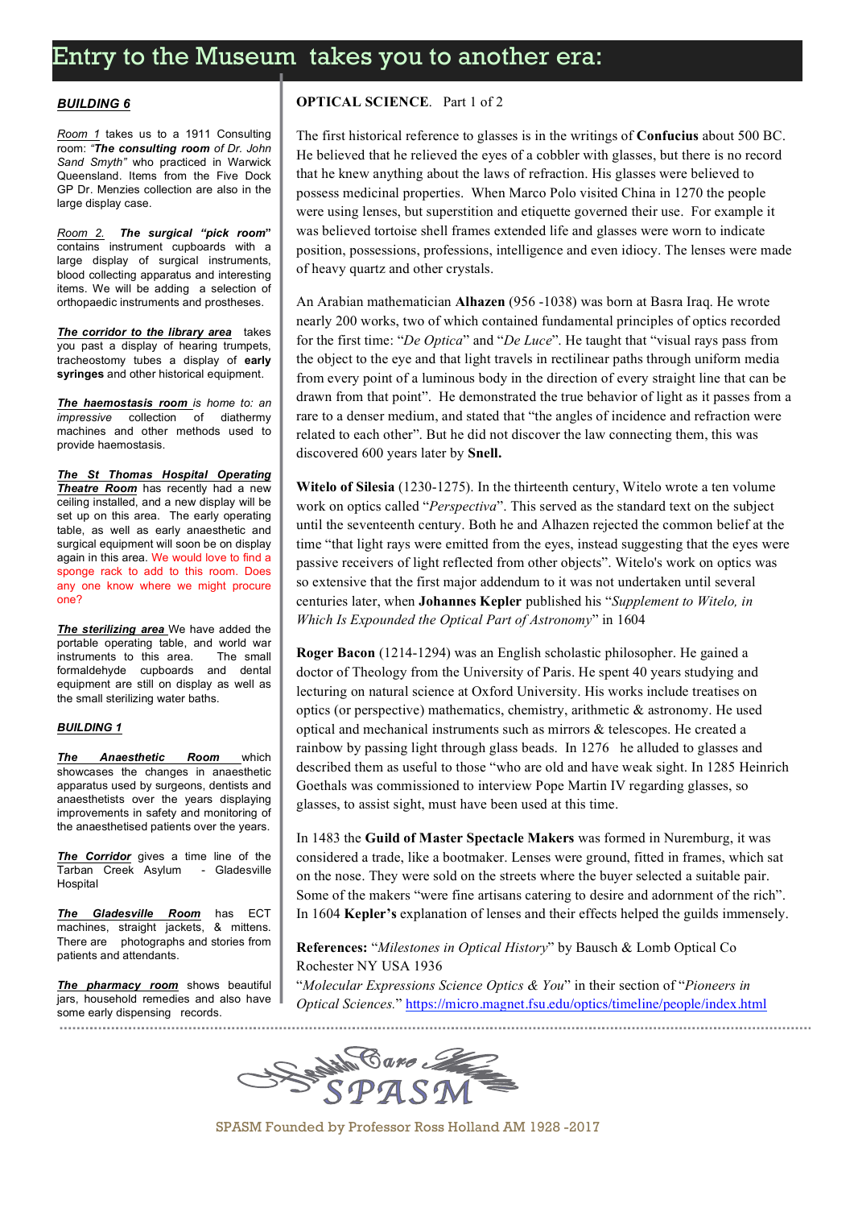# Entry to the Museum takes you to another era:

### BUILDING 6

Room 1 takes us to a 1911 Consulting room: *"**The consulting room** of Dr. John Sand Smyth"* who practiced in Warwick Queensland. Items from the Five Dock GP Dr. Menzies collection are also in the large display case.

Room 2. ***The surgical "pick room"*** contains instrument cupboards with a large display of surgical instruments, blood collecting apparatus and interesting items. We will be adding a selection of orthopaedic instruments and prostheses.

***The corridor to the library area*** takes you past a display of hearing trumpets, tracheostomy tubes a display of **early syringes** and other historical equipment.

***The haemostasis room*** *is home to: an impressive collection of* diathermy machines and other methods used to provide haemostasis.

***The St Thomas Hospital Operating Theatre Room*** has recently had a new ceiling installed, and a new display will be set up on this area. The early operating table, as well as early anaesthetic and surgical equipment will soon be on display again in this area. We would love to find a sponge rack to add to this room. Does any one know where we might procure one?

***The sterilizing area*** We have added the portable operating table, and world war instruments to this area. The small formaldehyde cupboards and dental equipment are still on display as well as the small sterilizing water baths.

### BUILDING 1

***The Anaesthetic Room*** which showcases the changes in anaesthetic apparatus used by surgeons, dentists and anaesthetists over the years displaying improvements in safety and monitoring of the anaesthetised patients over the years.

***The Corridor*** gives a time line of the Tarban Creek Asylum - Gladesville Hospital

***The Gladesville Room*** has ECT machines, straight jackets, & mittens. There are photographs and stories from patients and attendants.

***The pharmacy room*** shows beautiful jars, household remedies and also have some early dispensing records.

## OPTICAL SCIENCE. Part 1 of 2

The first historical reference to glasses is in the writings of **Confucius** about 500 BC. He believed that he relieved the eyes of a cobbler with glasses, but there is no record that he knew anything about the laws of refraction. His glasses were believed to possess medicinal properties. When Marco Polo visited China in 1270 the people were using lenses, but superstition and etiquette governed their use. For example it was believed tortoise shell frames extended life and glasses were worn to indicate position, possessions, professions, intelligence and even idiocy. The lenses were made of heavy quartz and other crystals.

An Arabian mathematician **Alhazen** (956 -1038) was born at Basra Iraq. He wrote nearly 200 works, two of which contained fundamental principles of optics recorded for the first time: "*De Optica*" and "*De Luce*". He taught that "visual rays pass from the object to the eye and that light travels in rectilinear paths through uniform media from every point of a luminous body in the direction of every straight line that can be drawn from that point". He demonstrated the true behavior of light as it passes from a rare to a denser medium, and stated that "the angles of incidence and refraction were related to each other". But he did not discover the law connecting them, this was discovered 600 years later by **Snell.**

**Witelo of Silesia** (1230-1275). In the thirteenth century, Witelo wrote a ten volume work on optics called "*Perspectiva*". This served as the standard text on the subject until the seventeenth century. Both he and Alhazen rejected the common belief at the time "that light rays were emitted from the eyes, instead suggesting that the eyes were passive receivers of light reflected from other objects". Witelo's work on optics was so extensive that the first major addendum to it was not undertaken until several centuries later, when **Johannes Kepler** published his "*Supplement to Witelo, in Which Is Expounded the Optical Part of Astronomy*" in 1604

**Roger Bacon** (1214-1294) was an English scholastic philosopher. He gained a doctor of Theology from the University of Paris. He spent 40 years studying and lecturing on natural science at Oxford University. His works include treatises on optics (or perspective) mathematics, chemistry, arithmetic & astronomy. He used optical and mechanical instruments such as mirrors & telescopes. He created a rainbow by passing light through glass beads. In 1276 he alluded to glasses and described them as useful to those "who are old and have weak sight. In 1285 Heinrich Goethals was commissioned to interview Pope Martin IV regarding glasses, so glasses, to assist sight, must have been used at this time.

In 1483 the **Guild of Master Spectacle Makers** was formed in Nuremburg, it was considered a trade, like a bootmaker. Lenses were ground, fitted in frames, which sat on the nose. They were sold on the streets where the buyer selected a suitable pair. Some of the makers "were fine artisans catering to desire and adornment of the rich". In 1604 **Kepler's** explanation of lenses and their effects helped the guilds immensely.

**References:** "*Milestones in Optical History*" by Bausch & Lomb Optical Co Rochester NY USA 1936

"*Molecular Expressions Science Optics & You*" in their section of "*Pioneers in Optical Sciences.*" https://micro.magnet.fsu.edu/optics/timeline/people/index.html

Health Care SPASM

SPASM Founded by Professor Ross Holland AM 1928 -2017